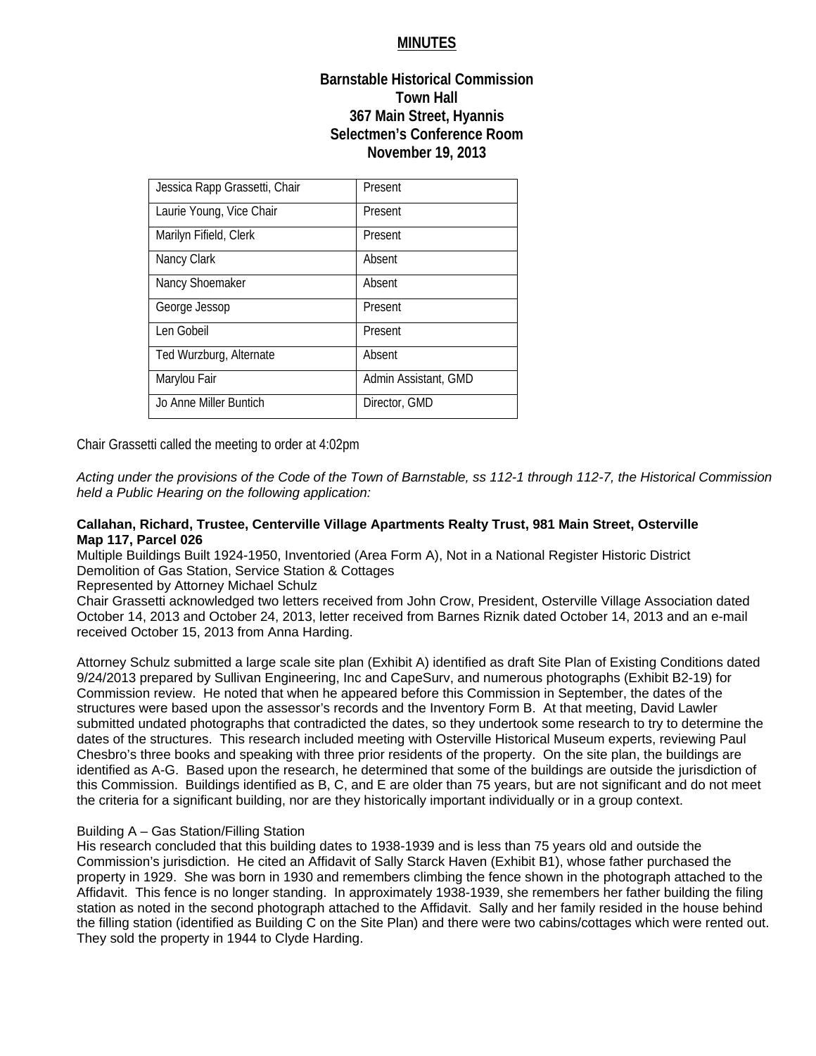# MINUTES

## Barnstable Historical Commission
## Town Hall
## 367 Main Street, Hyannis
## Selectmen's Conference Room
## November 19, 2013

| | |
|---|---|
| Jessica Rapp Grassetti, Chair | Present |
| Laurie Young, Vice Chair | Present |
| Marilyn Fifield, Clerk | Present |
| Nancy Clark | Absent |
| Nancy Shoemaker | Absent |
| George Jessop | Present |
| Len Gobeil | Present |
| Ted Wurzburg, Alternate | Absent |
| Marylou Fair | Admin Assistant, GMD |
| Jo Anne Miller Buntich | Director, GMD |

Chair Grassetti called the meeting to order at 4:02pm

*Acting under the provisions of the Code of the Town of Barnstable, ss 112-1 through 112-7, the Historical Commission held a Public Hearing on the following application:*

**Callahan, Richard, Trustee, Centerville Village Apartments Realty Trust, 981 Main Street, Osterville Map 117, Parcel 026**

Multiple Buildings Built 1924-1950, Inventoried (Area Form A), Not in a National Register Historic District
Demolition of Gas Station, Service Station & Cottages
Represented by Attorney Michael Schulz
Chair Grassetti acknowledged two letters received from John Crow, President, Osterville Village Association dated October 14, 2013 and October 24, 2013, letter received from Barnes Riznik dated October 14, 2013 and an e-mail received October 15, 2013 from Anna Harding.

Attorney Schulz submitted a large scale site plan (Exhibit A) identified as draft Site Plan of Existing Conditions dated 9/24/2013 prepared by Sullivan Engineering, Inc and CapeSurv, and numerous photographs (Exhibit B2-19) for Commission review. He noted that when he appeared before this Commission in September, the dates of the structures were based upon the assessor's records and the Inventory Form B. At that meeting, David Lawler submitted undated photographs that contradicted the dates, so they undertook some research to try to determine the dates of the structures. This research included meeting with Osterville Historical Museum experts, reviewing Paul Chesbro's three books and speaking with three prior residents of the property. On the site plan, the buildings are identified as A-G. Based upon the research, he determined that some of the buildings are outside the jurisdiction of this Commission. Buildings identified as B, C, and E are older than 75 years, but are not significant and do not meet the criteria for a significant building, nor are they historically important individually or in a group context.

Building A – Gas Station/Filling Station
His research concluded that this building dates to 1938-1939 and is less than 75 years old and outside the Commission's jurisdiction. He cited an Affidavit of Sally Starck Haven (Exhibit B1), whose father purchased the property in 1929. She was born in 1930 and remembers climbing the fence shown in the photograph attached to the Affidavit. This fence is no longer standing. In approximately 1938-1939, she remembers her father building the filing station as noted in the second photograph attached to the Affidavit. Sally and her family resided in the house behind the filling station (identified as Building C on the Site Plan) and there were two cabins/cottages which were rented out. They sold the property in 1944 to Clyde Harding.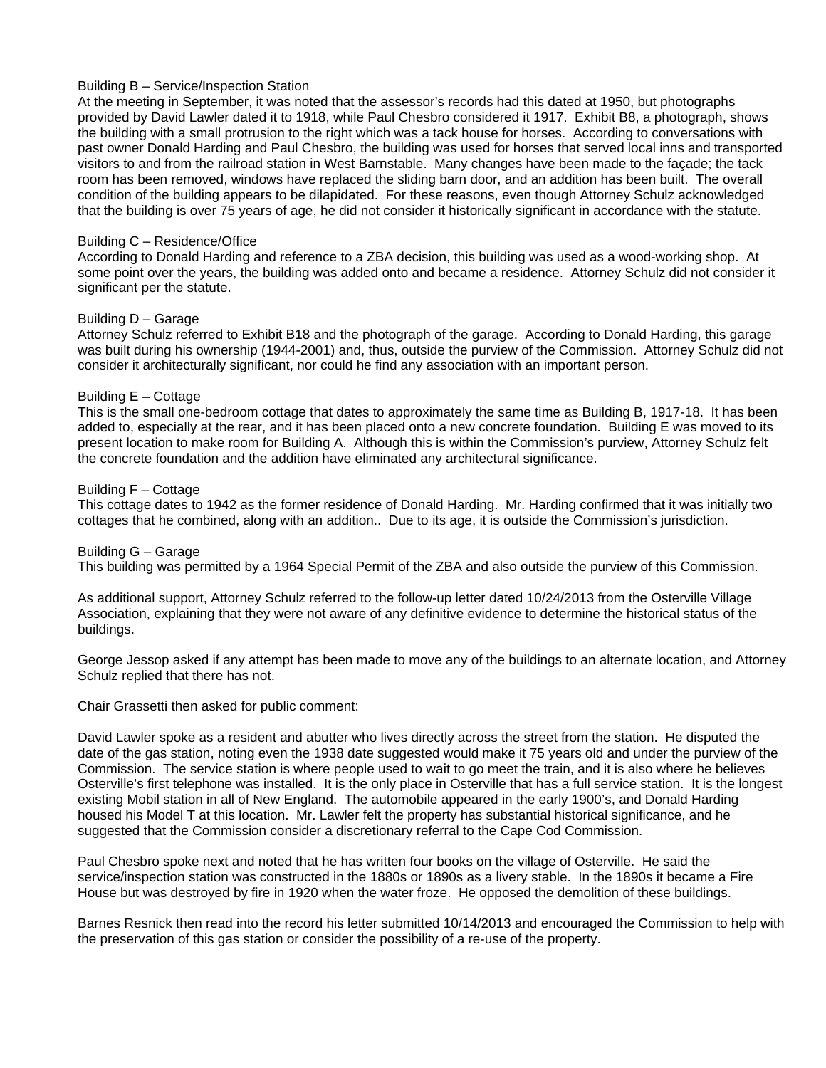Building B – Service/Inspection Station
At the meeting in September, it was noted that the assessor's records had this dated at 1950, but photographs provided by David Lawler dated it to 1918, while Paul Chesbro considered it 1917. Exhibit B8, a photograph, shows the building with a small protrusion to the right which was a tack house for horses. According to conversations with past owner Donald Harding and Paul Chesbro, the building was used for horses that served local inns and transported visitors to and from the railroad station in West Barnstable. Many changes have been made to the façade; the tack room has been removed, windows have replaced the sliding barn door, and an addition has been built. The overall condition of the building appears to be dilapidated. For these reasons, even though Attorney Schulz acknowledged that the building is over 75 years of age, he did not consider it historically significant in accordance with the statute.

Building C – Residence/Office
According to Donald Harding and reference to a ZBA decision, this building was used as a wood-working shop. At some point over the years, the building was added onto and became a residence. Attorney Schulz did not consider it significant per the statute.

Building D – Garage
Attorney Schulz referred to Exhibit B18 and the photograph of the garage. According to Donald Harding, this garage was built during his ownership (1944-2001) and, thus, outside the purview of the Commission. Attorney Schulz did not consider it architecturally significant, nor could he find any association with an important person.

Building E – Cottage
This is the small one-bedroom cottage that dates to approximately the same time as Building B, 1917-18. It has been added to, especially at the rear, and it has been placed onto a new concrete foundation. Building E was moved to its present location to make room for Building A. Although this is within the Commission's purview, Attorney Schulz felt the concrete foundation and the addition have eliminated any architectural significance.

Building F – Cottage
This cottage dates to 1942 as the former residence of Donald Harding. Mr. Harding confirmed that it was initially two cottages that he combined, along with an addition.. Due to its age, it is outside the Commission's jurisdiction.

Building G – Garage
This building was permitted by a 1964 Special Permit of the ZBA and also outside the purview of this Commission.

As additional support, Attorney Schulz referred to the follow-up letter dated 10/24/2013 from the Osterville Village Association, explaining that they were not aware of any definitive evidence to determine the historical status of the buildings.

George Jessop asked if any attempt has been made to move any of the buildings to an alternate location, and Attorney Schulz replied that there has not.

Chair Grassetti then asked for public comment:

David Lawler spoke as a resident and abutter who lives directly across the street from the station. He disputed the date of the gas station, noting even the 1938 date suggested would make it 75 years old and under the purview of the Commission. The service station is where people used to wait to go meet the train, and it is also where he believes Osterville's first telephone was installed. It is the only place in Osterville that has a full service station. It is the longest existing Mobil station in all of New England. The automobile appeared in the early 1900's, and Donald Harding housed his Model T at this location. Mr. Lawler felt the property has substantial historical significance, and he suggested that the Commission consider a discretionary referral to the Cape Cod Commission.

Paul Chesbro spoke next and noted that he has written four books on the village of Osterville. He said the service/inspection station was constructed in the 1880s or 1890s as a livery stable. In the 1890s it became a Fire House but was destroyed by fire in 1920 when the water froze. He opposed the demolition of these buildings.

Barnes Resnick then read into the record his letter submitted 10/14/2013 and encouraged the Commission to help with the preservation of this gas station or consider the possibility of a re-use of the property.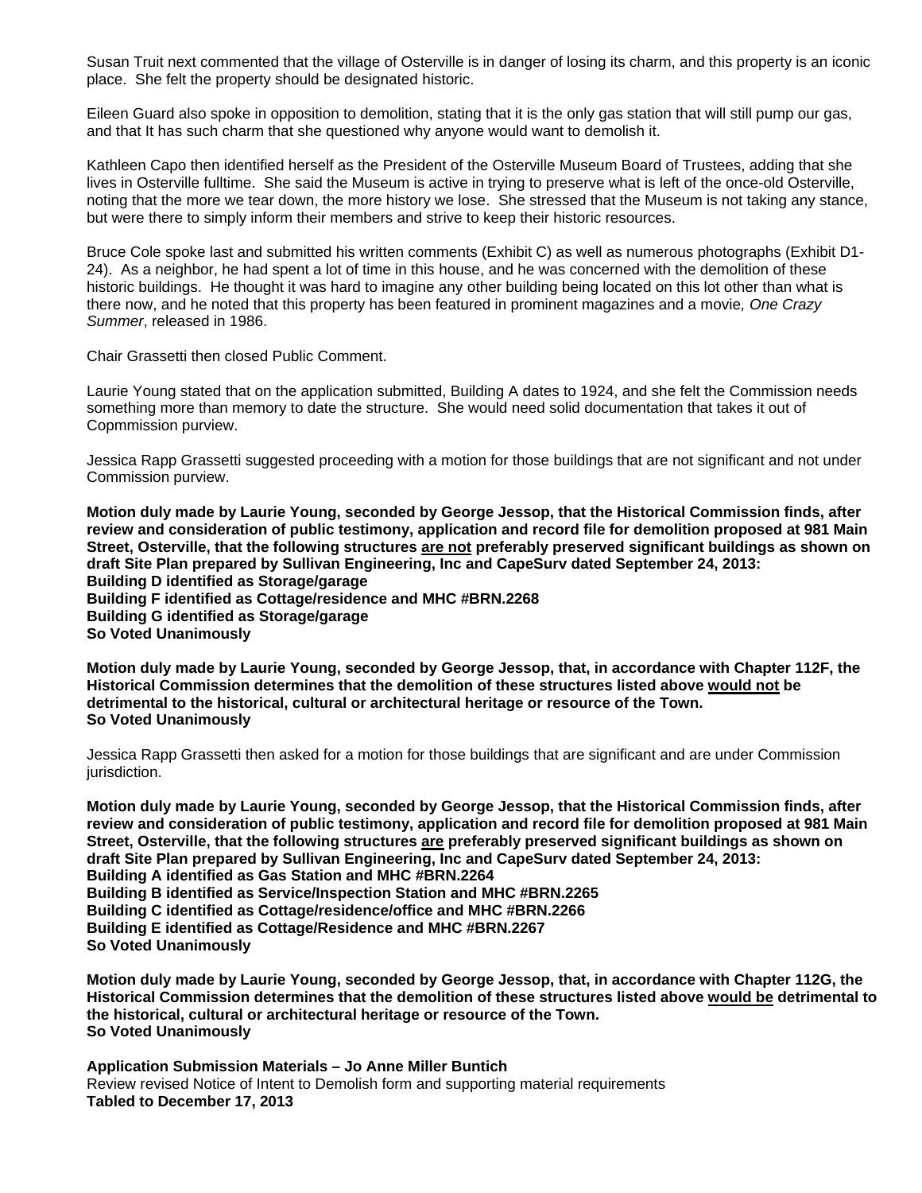Susan Truit next commented that the village of Osterville is in danger of losing its charm, and this property is an iconic place. She felt the property should be designated historic.

Eileen Guard also spoke in opposition to demolition, stating that it is the only gas station that will still pump our gas, and that It has such charm that she questioned why anyone would want to demolish it.

Kathleen Capo then identified herself as the President of the Osterville Museum Board of Trustees, adding that she lives in Osterville fulltime. She said the Museum is active in trying to preserve what is left of the once-old Osterville, noting that the more we tear down, the more history we lose. She stressed that the Museum is not taking any stance, but were there to simply inform their members and strive to keep their historic resources.

Bruce Cole spoke last and submitted his written comments (Exhibit C) as well as numerous photographs (Exhibit D1-24). As a neighbor, he had spent a lot of time in this house, and he was concerned with the demolition of these historic buildings. He thought it was hard to imagine any other building being located on this lot other than what is there now, and he noted that this property has been featured in prominent magazines and a movie*, One Crazy Summer*, released in 1986.

Chair Grassetti then closed Public Comment.

Laurie Young stated that on the application submitted, Building A dates to 1924, and she felt the Commission needs something more than memory to date the structure. She would need solid documentation that takes it out of Copmmission purview.

Jessica Rapp Grassetti suggested proceeding with a motion for those buildings that are not significant and not under Commission purview.

**Motion duly made by Laurie Young, seconded by George Jessop, that the Historical Commission finds, after review and consideration of public testimony, application and record file for demolition proposed at 981 Main Street, Osterville, that the following structures <u>are not</u> preferably preserved significant buildings as shown on draft Site Plan prepared by Sullivan Engineering, Inc and CapeSurv dated September 24, 2013:**
**Building D identified as Storage/garage**
**Building F identified as Cottage/residence and MHC #BRN.2268**
**Building G identified as Storage/garage**
**So Voted Unanimously**

**Motion duly made by Laurie Young, seconded by George Jessop, that, in accordance with Chapter 112F, the Historical Commission determines that the demolition of these structures listed above <u>would not</u> be detrimental to the historical, cultural or architectural heritage or resource of the Town.**
**So Voted Unanimously**

Jessica Rapp Grassetti then asked for a motion for those buildings that are significant and are under Commission jurisdiction.

**Motion duly made by Laurie Young, seconded by George Jessop, that the Historical Commission finds, after review and consideration of public testimony, application and record file for demolition proposed at 981 Main Street, Osterville, that the following structures <u>are</u> preferably preserved significant buildings as shown on draft Site Plan prepared by Sullivan Engineering, Inc and CapeSurv dated September 24, 2013:**
**Building A identified as Gas Station and MHC #BRN.2264**
**Building B identified as Service/Inspection Station and MHC #BRN.2265**
**Building C identified as Cottage/residence/office and MHC #BRN.2266**
**Building E identified as Cottage/Residence and MHC #BRN.2267**
**So Voted Unanimously**

**Motion duly made by Laurie Young, seconded by George Jessop, that, in accordance with Chapter 112G, the Historical Commission determines that the demolition of these structures listed above <u>would be</u> detrimental to the historical, cultural or architectural heritage or resource of the Town.**
**So Voted Unanimously**

**Application Submission Materials – Jo Anne Miller Buntich**
Review revised Notice of Intent to Demolish form and supporting material requirements
**Tabled to December 17, 2013**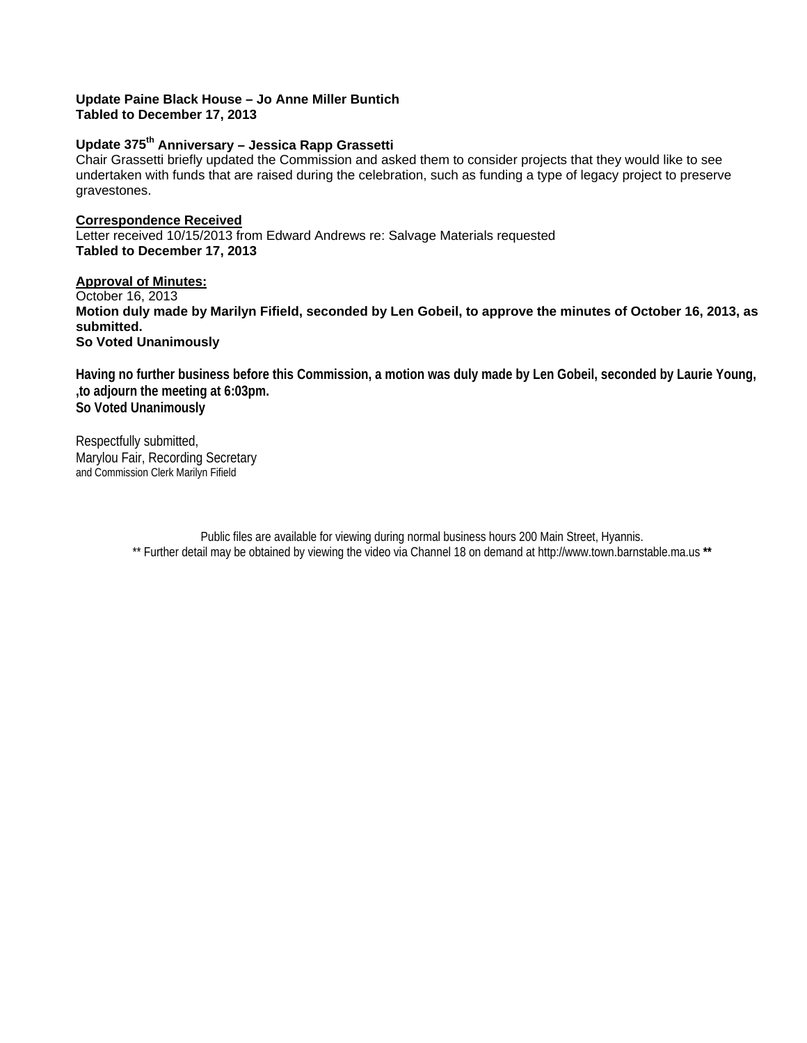**Update Paine Black House – Jo Anne Miller Buntich**
**Tabled to December 17, 2013**

**Update 375th Anniversary – Jessica Rapp Grassetti**
Chair Grassetti briefly updated the Commission and asked them to consider projects that they would like to see undertaken with funds that are raised during the celebration, such as funding a type of legacy project to preserve gravestones.

**Correspondence Received**
Letter received 10/15/2013 from Edward Andrews re: Salvage Materials requested
**Tabled to December 17, 2013**

**Approval of Minutes:**
October 16, 2013
**Motion duly made by Marilyn Fifield, seconded by Len Gobeil, to approve the minutes of October 16, 2013, as submitted.**
**So Voted Unanimously**

**Having no further business before this Commission, a motion was duly made by Len Gobeil, seconded by Laurie Young, ,to adjourn the meeting at 6:03pm.**
**So Voted Unanimously**

Respectfully submitted,
Marylou Fair, Recording Secretary
and Commission Clerk Marilyn Fifield

Public files are available for viewing during normal business hours 200 Main Street, Hyannis.
** Further detail may be obtained by viewing the video via Channel 18 on demand at http://www.town.barnstable.ma.us **